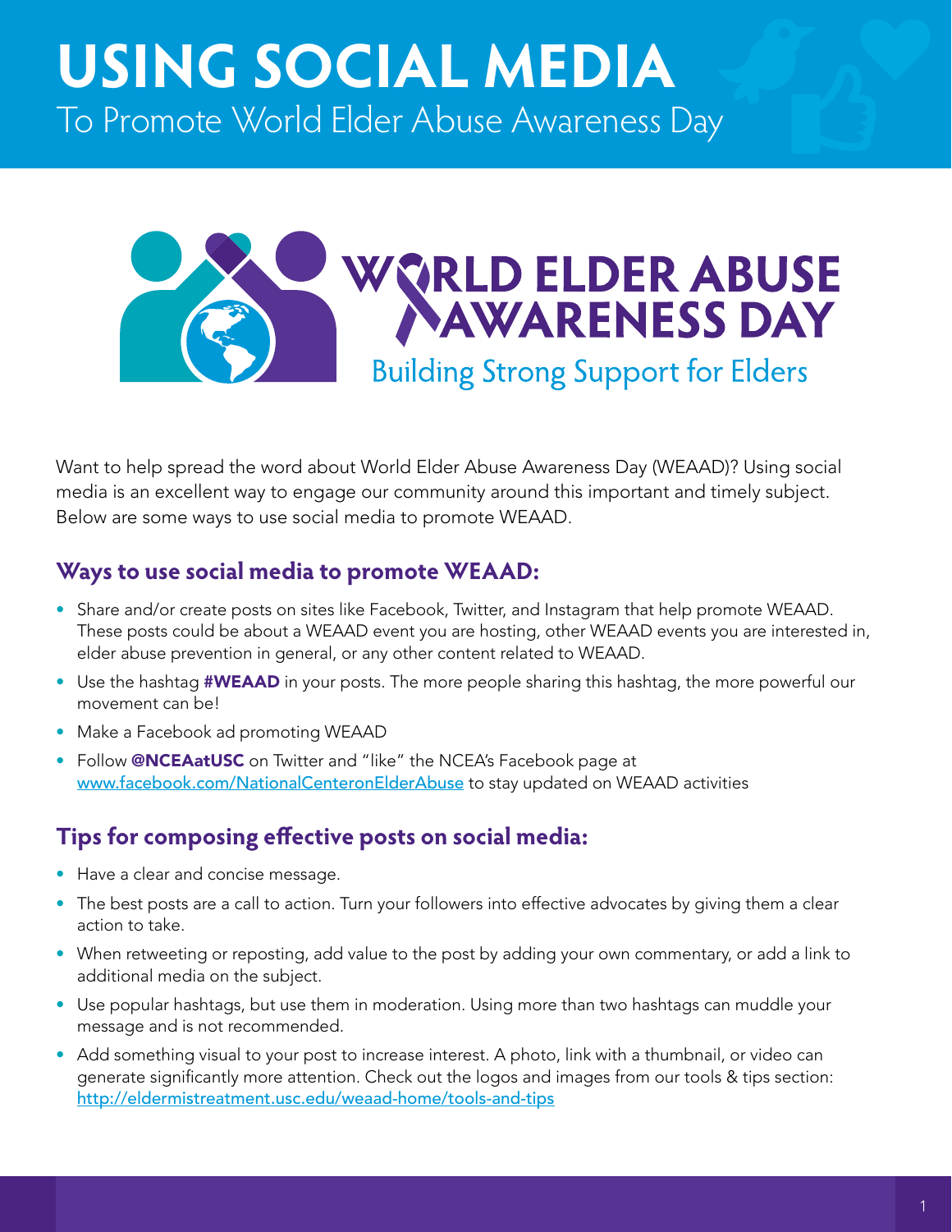# USING SOCIAL MEDIA
To Promote World Elder Abuse Awareness Day

WORLD ELDER ABUSE AWARENESS DAY
Building Strong Support for Elders

Want to help spread the word about World Elder Abuse Awareness Day (WEAAD)? Using social media is an excellent way to engage our community around this important and timely subject. Below are some ways to use social media to promote WEAAD.

## Ways to use social media to promote WEAAD:

- Share and/or create posts on sites like Facebook, Twitter, and Instagram that help promote WEAAD. These posts could be about a WEAAD event you are hosting, other WEAAD events you are interested in, elder abuse prevention in general, or any other content related to WEAAD.
- Use the hashtag **#WEAAD** in your posts. The more people sharing this hashtag, the more powerful our movement can be!
- Make a Facebook ad promoting WEAAD
- Follow **@NCEAatUSC** on Twitter and "like" the NCEA's Facebook page at www.facebook.com/NationalCenteronElderAbuse to stay updated on WEAAD activities

## Tips for composing effective posts on social media:

- Have a clear and concise message.
- The best posts are a call to action. Turn your followers into effective advocates by giving them a clear action to take.
- When retweeting or reposting, add value to the post by adding your own commentary, or add a link to additional media on the subject.
- Use popular hashtags, but use them in moderation. Using more than two hashtags can muddle your message and is not recommended.
- Add something visual to your post to increase interest. A photo, link with a thumbnail, or video can generate significantly more attention. Check out the logos and images from our tools & tips section: http://eldermistreatment.usc.edu/weaad-home/tools-and-tips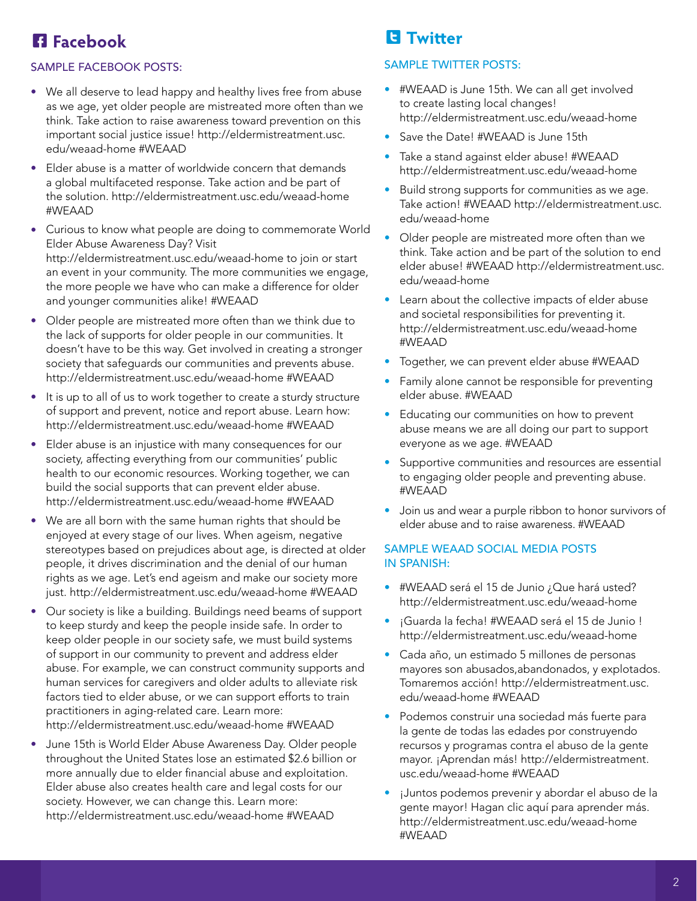## Facebook

### SAMPLE FACEBOOK POSTS:

- We all deserve to lead happy and healthy lives free from abuse as we age, yet older people are mistreated more often than we think. Take action to raise awareness toward prevention on this important social justice issue! http://eldermistreatment.usc.edu/weaad-home #WEAAD
- Elder abuse is a matter of worldwide concern that demands a global multifaceted response. Take action and be part of the solution. http://eldermistreatment.usc.edu/weaad-home #WEAAD
- Curious to know what people are doing to commemorate World Elder Abuse Awareness Day? Visit http://eldermistreatment.usc.edu/weaad-home to join or start an event in your community. The more communities we engage, the more people we have who can make a difference for older and younger communities alike! #WEAAD
- Older people are mistreated more often than we think due to the lack of supports for older people in our communities. It doesn't have to be this way. Get involved in creating a stronger society that safeguards our communities and prevents abuse. http://eldermistreatment.usc.edu/weaad-home #WEAAD
- It is up to all of us to work together to create a sturdy structure of support and prevent, notice and report abuse. Learn how: http://eldermistreatment.usc.edu/weaad-home #WEAAD
- Elder abuse is an injustice with many consequences for our society, affecting everything from our communities' public health to our economic resources. Working together, we can build the social supports that can prevent elder abuse. http://eldermistreatment.usc.edu/weaad-home #WEAAD
- We are all born with the same human rights that should be enjoyed at every stage of our lives. When ageism, negative stereotypes based on prejudices about age, is directed at older people, it drives discrimination and the denial of our human rights as we age. Let's end ageism and make our society more just. http://eldermistreatment.usc.edu/weaad-home #WEAAD
- Our society is like a building. Buildings need beams of support to keep sturdy and keep the people inside safe. In order to keep older people in our society safe, we must build systems of support in our community to prevent and address elder abuse. For example, we can construct community supports and human services for caregivers and older adults to alleviate risk factors tied to elder abuse, or we can support efforts to train practitioners in aging-related care. Learn more: http://eldermistreatment.usc.edu/weaad-home #WEAAD
- June 15th is World Elder Abuse Awareness Day. Older people throughout the United States lose an estimated $2.6 billion or more annually due to elder financial abuse and exploitation. Elder abuse also creates health care and legal costs for our society. However, we can change this. Learn more: http://eldermistreatment.usc.edu/weaad-home #WEAAD

## Twitter

### SAMPLE TWITTER POSTS:

- #WEAAD is June 15th. We can all get involved to create lasting local changes! http://eldermistreatment.usc.edu/weaad-home
- Save the Date! #WEAAD is June 15th
- Take a stand against elder abuse! #WEAAD http://eldermistreatment.usc.edu/weaad-home
- Build strong supports for communities as we age. Take action! #WEAAD http://eldermistreatment.usc.edu/weaad-home
- Older people are mistreated more often than we think. Take action and be part of the solution to end elder abuse! #WEAAD http://eldermistreatment.usc.edu/weaad-home
- Learn about the collective impacts of elder abuse and societal responsibilities for preventing it. http://eldermistreatment.usc.edu/weaad-home #WEAAD
- Together, we can prevent elder abuse #WEAAD
- Family alone cannot be responsible for preventing elder abuse. #WEAAD
- Educating our communities on how to prevent abuse means we are all doing our part to support everyone as we age. #WEAAD
- Supportive communities and resources are essential to engaging older people and preventing abuse. #WEAAD
- Join us and wear a purple ribbon to honor survivors of elder abuse and to raise awareness. #WEAAD

### SAMPLE WEAAD SOCIAL MEDIA POSTS IN SPANISH:

- #WEAAD será el 15 de Junio ¿Que hará usted? http://eldermistreatment.usc.edu/weaad-home
- ¡Guarda la fecha! #WEAAD será el 15 de Junio ! http://eldermistreatment.usc.edu/weaad-home
- Cada año, un estimado 5 millones de personas mayores son abusados,abandonados, y explotados. Tomaremos acción! http://eldermistreatment.usc.edu/weaad-home #WEAAD
- Podemos construir una sociedad más fuerte para la gente de todas las edades por construyendo recursos y programas contra el abuso de la gente mayor. ¡Aprendan más! http://eldermistreatment.usc.edu/weaad-home #WEAAD
- ¡Juntos podemos prevenir y abordar el abuso de la gente mayor! Hagan clic aquí para aprender más. http://eldermistreatment.usc.edu/weaad-home #WEAAD